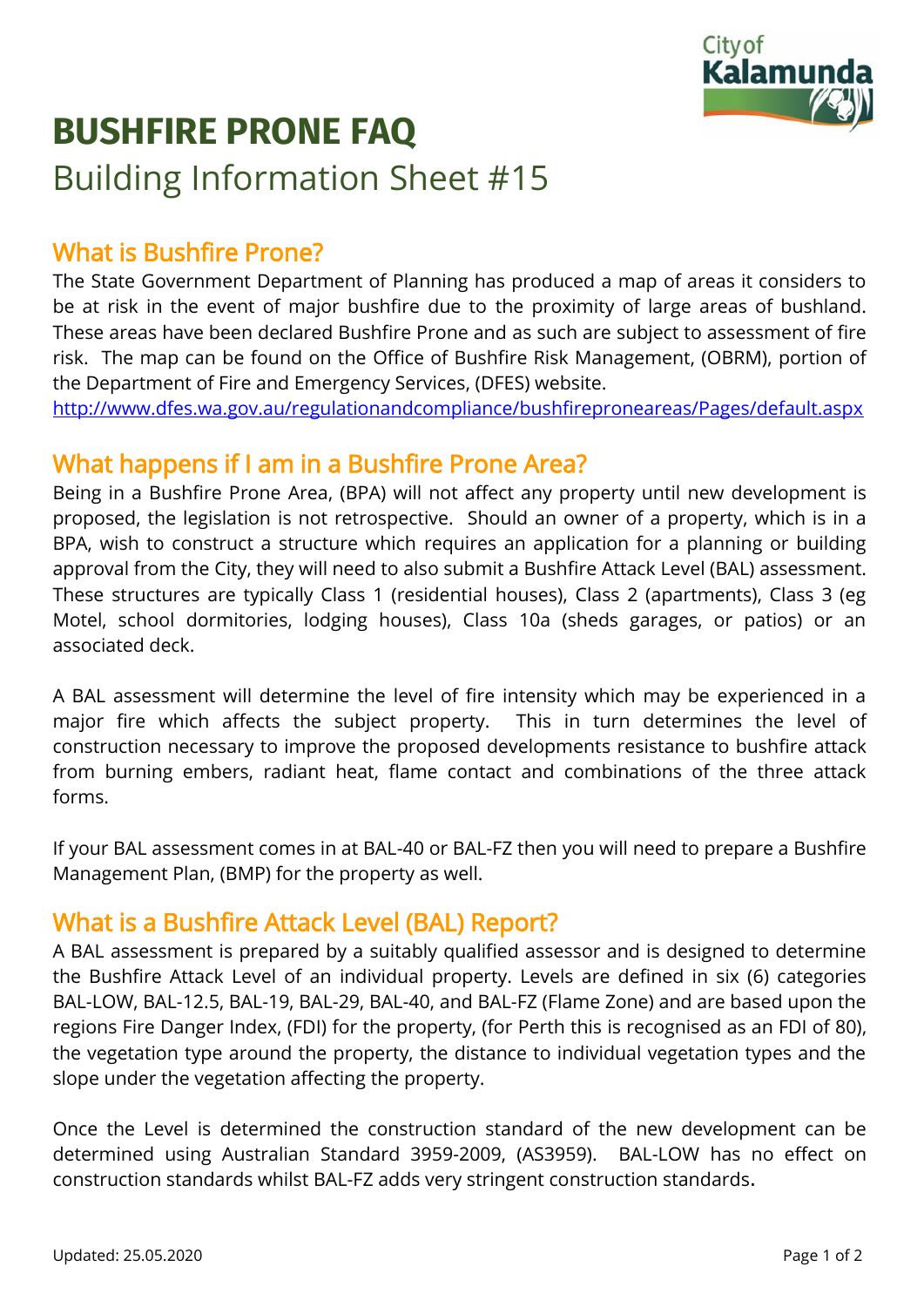# BUSHFIRE PRONE FAQ

Building Information Sheet #15

## What is Bushfire Prone?

The State Government Department of Planning has produced a map of areas it considers to be at risk in the event of major bushfire due to the proximity of large areas of bushland. These areas have been declared Bushfire Prone and as such are subject to assessment of fire risk. The map can be found on the Office of Bushfire Risk Management, (OBRM), portion of the Department of Fire and Emergency Services, (DFES) website.
http://www.dfes.wa.gov.au/regulationandcompliance/bushfireproneareas/Pages/default.aspx

## What happens if I am in a Bushfire Prone Area?

Being in a Bushfire Prone Area, (BPA) will not affect any property until new development is proposed, the legislation is not retrospective. Should an owner of a property, which is in a BPA, wish to construct a structure which requires an application for a planning or building approval from the City, they will need to also submit a Bushfire Attack Level (BAL) assessment. These structures are typically Class 1 (residential houses), Class 2 (apartments), Class 3 (eg Motel, school dormitories, lodging houses), Class 10a (sheds garages, or patios) or an associated deck.

A BAL assessment will determine the level of fire intensity which may be experienced in a major fire which affects the subject property. This in turn determines the level of construction necessary to improve the proposed developments resistance to bushfire attack from burning embers, radiant heat, flame contact and combinations of the three attack forms.

If your BAL assessment comes in at BAL-40 or BAL-FZ then you will need to prepare a Bushfire Management Plan, (BMP) for the property as well.

## What is a Bushfire Attack Level (BAL) Report?

A BAL assessment is prepared by a suitably qualified assessor and is designed to determine the Bushfire Attack Level of an individual property. Levels are defined in six (6) categories BAL-LOW, BAL-12.5, BAL-19, BAL-29, BAL-40, and BAL-FZ (Flame Zone) and are based upon the regions Fire Danger Index, (FDI) for the property, (for Perth this is recognised as an FDI of 80), the vegetation type around the property, the distance to individual vegetation types and the slope under the vegetation affecting the property.

Once the Level is determined the construction standard of the new development can be determined using Australian Standard 3959-2009, (AS3959). BAL-LOW has no effect on construction standards whilst BAL-FZ adds very stringent construction standards.

Updated: 25.05.2020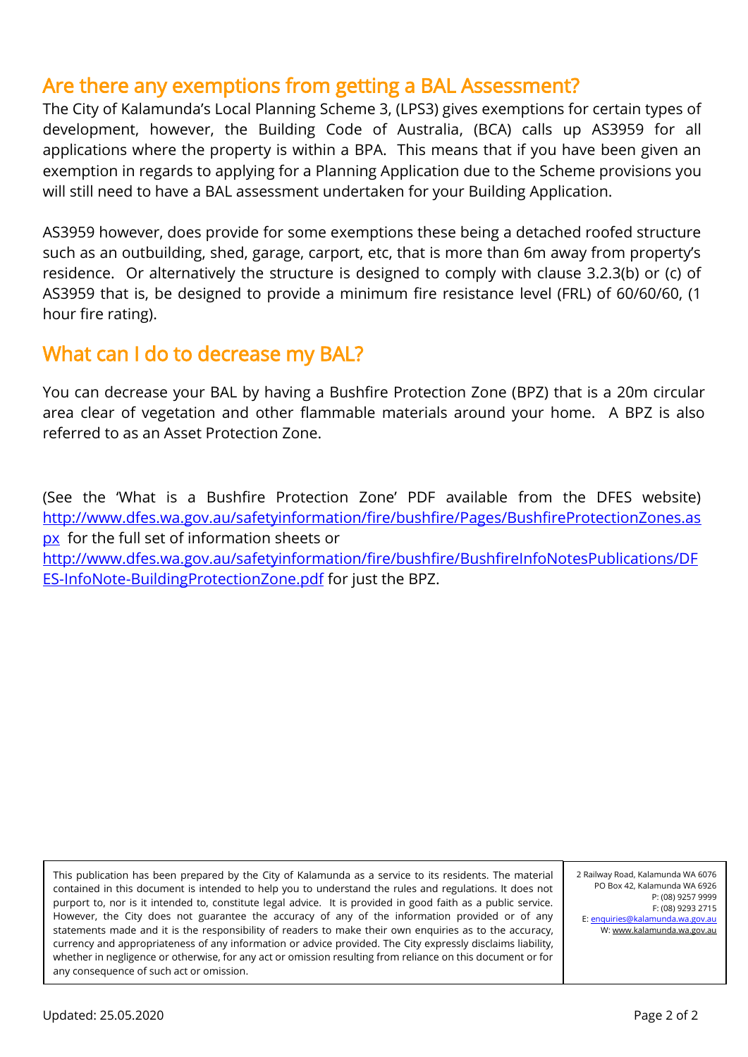## Are there any exemptions from getting a BAL Assessment?

The City of Kalamunda's Local Planning Scheme 3, (LPS3) gives exemptions for certain types of development, however, the Building Code of Australia, (BCA) calls up AS3959 for all applications where the property is within a BPA. This means that if you have been given an exemption in regards to applying for a Planning Application due to the Scheme provisions you will still need to have a BAL assessment undertaken for your Building Application.

AS3959 however, does provide for some exemptions these being a detached roofed structure such as an outbuilding, shed, garage, carport, etc, that is more than 6m away from property's residence. Or alternatively the structure is designed to comply with clause 3.2.3(b) or (c) of AS3959 that is, be designed to provide a minimum fire resistance level (FRL) of 60/60/60, (1 hour fire rating).

## What can I do to decrease my BAL?

You can decrease your BAL by having a Bushfire Protection Zone (BPZ) that is a 20m circular area clear of vegetation and other flammable materials around your home. A BPZ is also referred to as an Asset Protection Zone.

(See the 'What is a Bushfire Protection Zone' PDF available from the DFES website) http://www.dfes.wa.gov.au/safetyinformation/fire/bushfire/Pages/BushfireProtectionZones.aspx for the full set of information sheets or http://www.dfes.wa.gov.au/safetyinformation/fire/bushfire/BushfireInfoNotesPublications/DFES-InfoNote-BuildingProtectionZone.pdf for just the BPZ.

| | |
|---|---|
| This publication has been prepared by the City of Kalamunda as a service to its residents. The material contained in this document is intended to help you to understand the rules and regulations. It does not purport to, nor is it intended to, constitute legal advice. It is provided in good faith as a public service. However, the City does not guarantee the accuracy of any of the information provided or of any statements made and it is the responsibility of readers to make their own enquiries as to the accuracy, currency and appropriateness of any information or advice provided. The City expressly disclaims liability, whether in negligence or otherwise, for any act or omission resulting from reliance on this document or for any consequence of such act or omission. | 2 Railway Road, Kalamunda WA 6076<br>PO Box 42, Kalamunda WA 6926<br>P: (08) 9257 9999<br>F: (08) 9293 2715<br>E: enquiries@kalamunda.wa.gov.au<br>W: www.kalamunda.wa.gov.au |

Updated: 25.05.2020